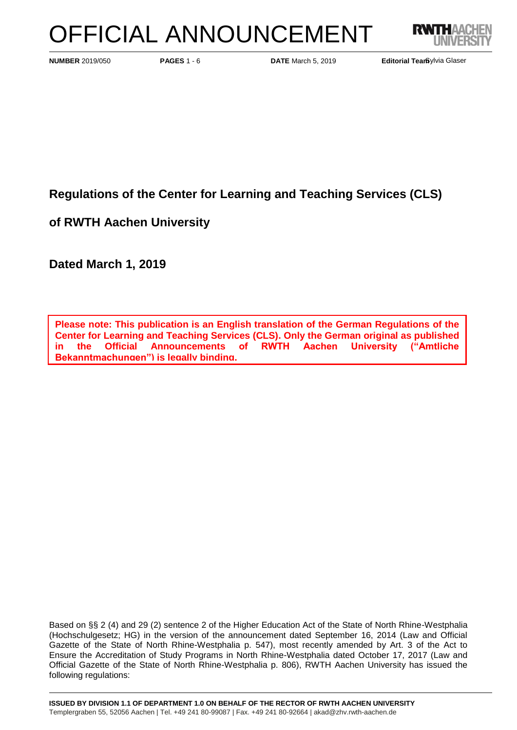# OFFICIAL ANNOUNCEMENT

**NUMBER** 2019/050 **PAGES** 1 - 6 **DATE** March 5, 2019 **Editorial Team** Sylvia Glaser

## Regulations of the Center for Learning and Teaching Services (CLS)

## of RWTH Aachen University

## Dated March 1, 2019

**Please note: This publication is an English translation of the German Regulations of the Center for Learning and Teaching Services (CLS). Only the German original as published in the Official Announcements of RWTH Aachen University ("Amtliche Bekanntmachungen") is legally binding.**

Based on §§ 2 (4) and 29 (2) sentence 2 of the Higher Education Act of the State of North Rhine-Westphalia (Hochschulgesetz; HG) in the version of the announcement dated September 16, 2014 (Law and Official Gazette of the State of North Rhine-Westphalia p. 547), most recently amended by Art. 3 of the Act to Ensure the Accreditation of Study Programs in North Rhine-Westphalia dated October 17, 2017 (Law and Official Gazette of the State of North Rhine-Westphalia p. 806), RWTH Aachen University has issued the following regulations:

**ISSUED BY DIVISION 1.1 OF DEPARTMENT 1.0 ON BEHALF OF THE RECTOR OF RWTH AACHEN UNIVERSITY**
Templergraben 55, 52056 Aachen | Tel. +49 241 80-99087 | Fax. +49 241 80-92664 | akad@zhv.rwth-aachen.de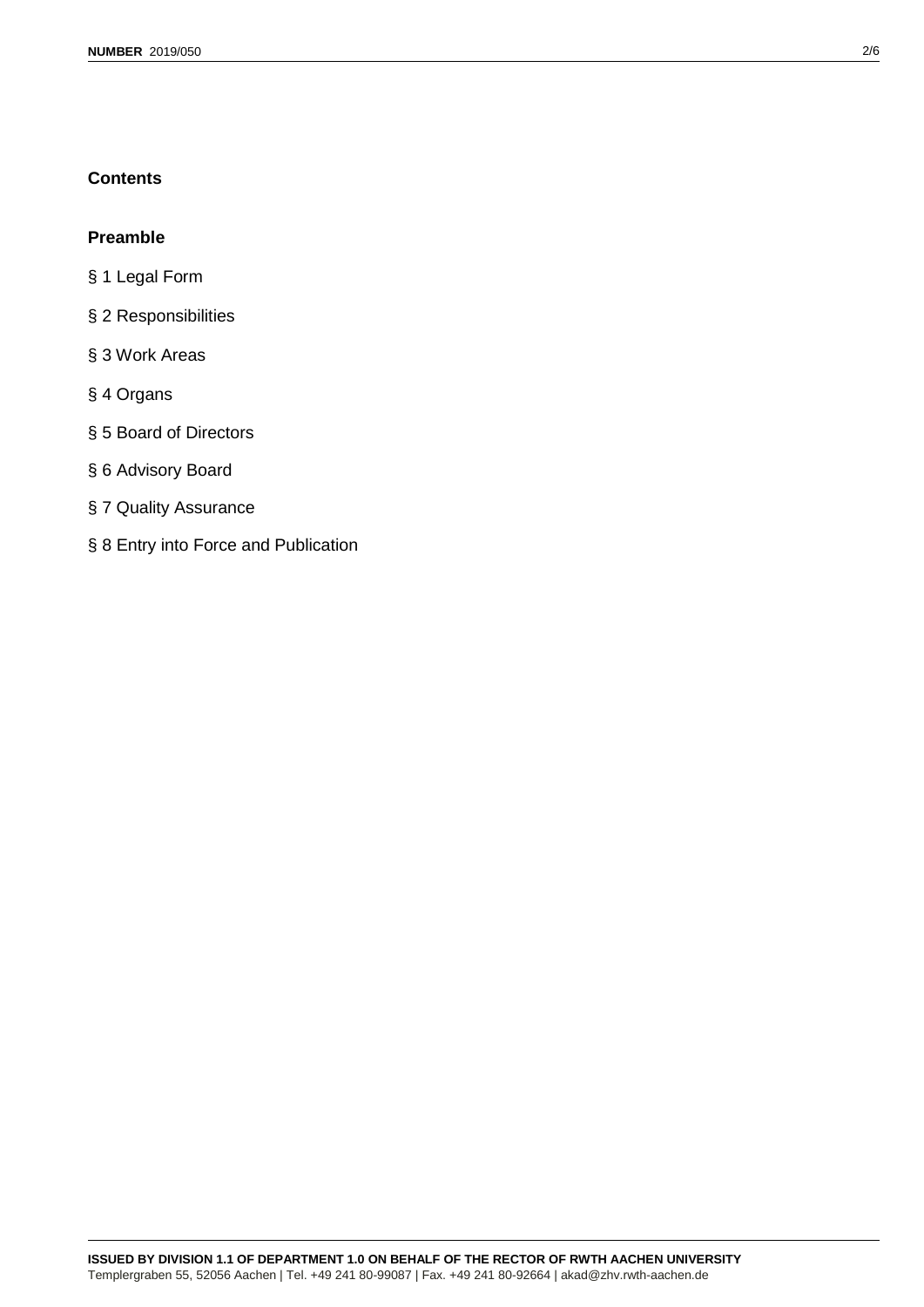## Contents

### Preamble

§ 1 Legal Form

§ 2 Responsibilities

§ 3 Work Areas

§ 4 Organs

§ 5 Board of Directors

§ 6 Advisory Board

§ 7 Quality Assurance

§ 8 Entry into Force and Publication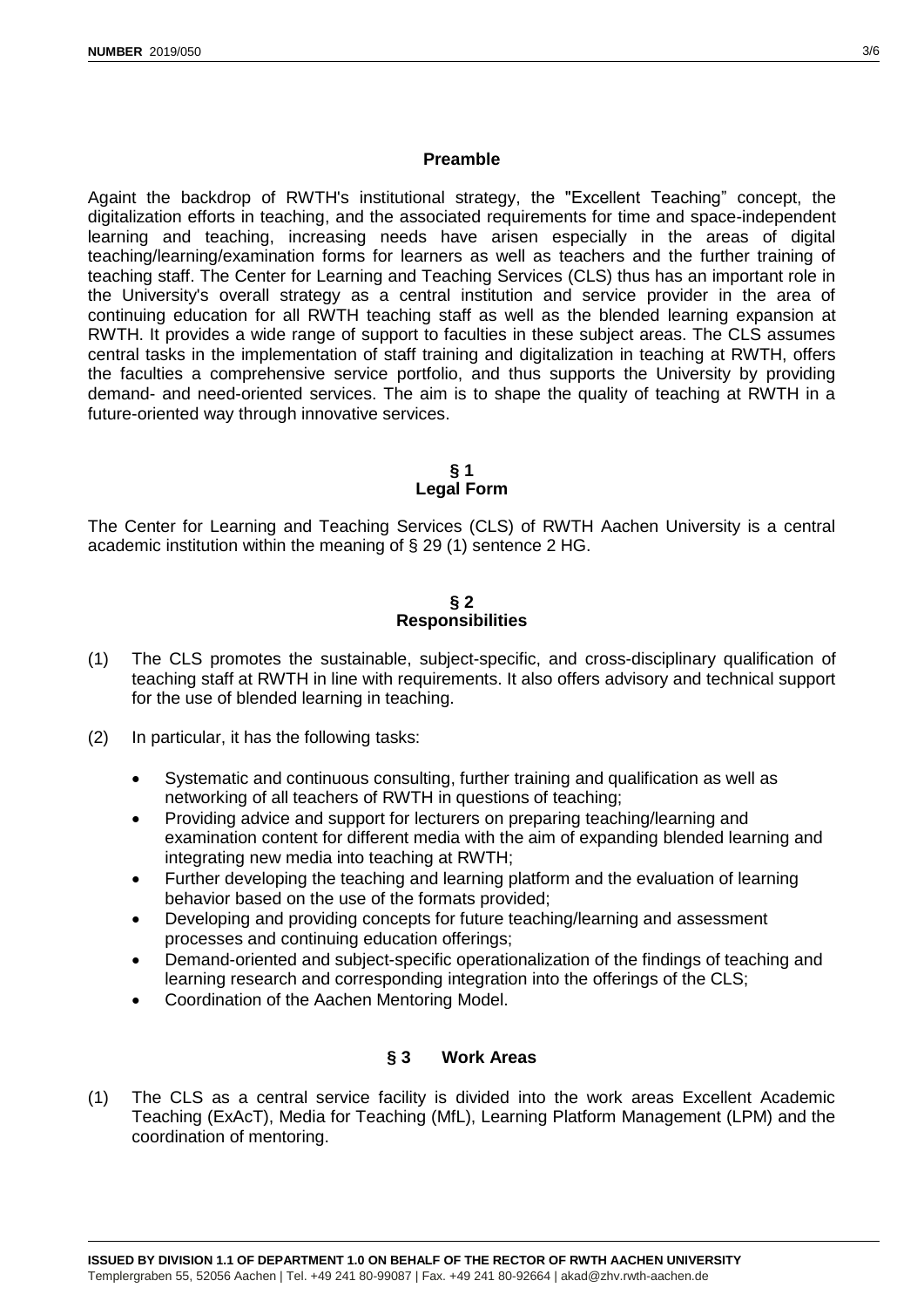## Preamble

Againt the backdrop of RWTH's institutional strategy, the "Excellent Teaching" concept, the digitalization efforts in teaching, and the associated requirements for time and space-independent learning and teaching, increasing needs have arisen especially in the areas of digital teaching/learning/examination forms for learners as well as teachers and the further training of teaching staff. The Center for Learning and Teaching Services (CLS) thus has an important role in the University's overall strategy as a central institution and service provider in the area of continuing education for all RWTH teaching staff as well as the blended learning expansion at RWTH. It provides a wide range of support to faculties in these subject areas. The CLS assumes central tasks in the implementation of staff training and digitalization in teaching at RWTH, offers the faculties a comprehensive service portfolio, and thus supports the University by providing demand- and need-oriented services. The aim is to shape the quality of teaching at RWTH in a future-oriented way through innovative services.

## § 1
## Legal Form

The Center for Learning and Teaching Services (CLS) of RWTH Aachen University is a central academic institution within the meaning of § 29 (1) sentence 2 HG.

## § 2
## Responsibilities

(1) The CLS promotes the sustainable, subject-specific, and cross-disciplinary qualification of teaching staff at RWTH in line with requirements. It also offers advisory and technical support for the use of blended learning in teaching.

(2) In particular, it has the following tasks:

- Systematic and continuous consulting, further training and qualification as well as networking of all teachers of RWTH in questions of teaching;
- Providing advice and support for lecturers on preparing teaching/learning and examination content for different media with the aim of expanding blended learning and integrating new media into teaching at RWTH;
- Further developing the teaching and learning platform and the evaluation of learning behavior based on the use of the formats provided;
- Developing and providing concepts for future teaching/learning and assessment processes and continuing education offerings;
- Demand-oriented and subject-specific operationalization of the findings of teaching and learning research and corresponding integration into the offerings of the CLS;
- Coordination of the Aachen Mentoring Model.

## § 3 Work Areas

(1) The CLS as a central service facility is divided into the work areas Excellent Academic Teaching (ExAcT), Media for Teaching (MfL), Learning Platform Management (LPM) and the coordination of mentoring.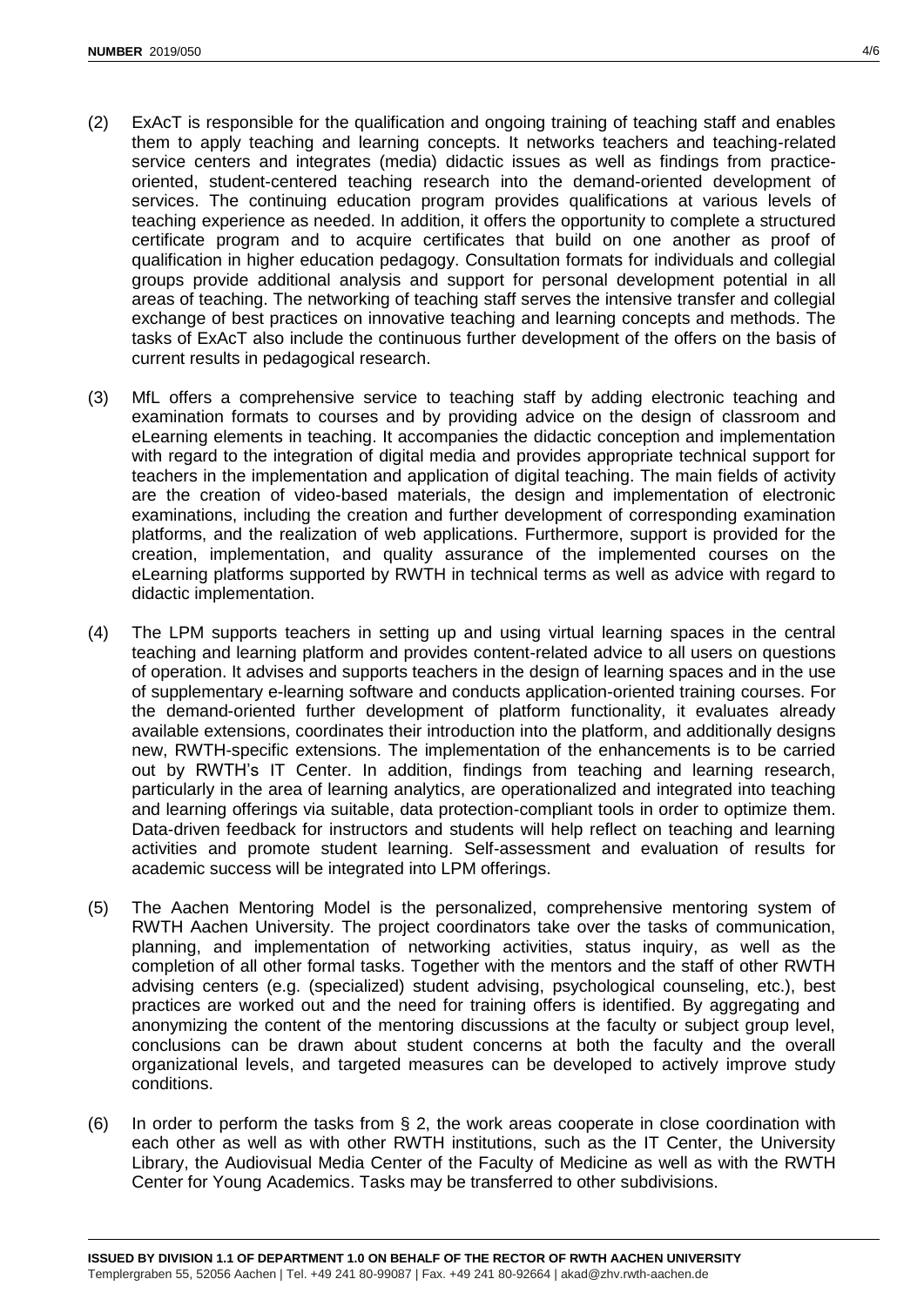(2) ExAcT is responsible for the qualification and ongoing training of teaching staff and enables them to apply teaching and learning concepts. It networks teachers and teaching-related service centers and integrates (media) didactic issues as well as findings from practice-oriented, student-centered teaching research into the demand-oriented development of services. The continuing education program provides qualifications at various levels of teaching experience as needed. In addition, it offers the opportunity to complete a structured certificate program and to acquire certificates that build on one another as proof of qualification in higher education pedagogy. Consultation formats for individuals and collegial groups provide additional analysis and support for personal development potential in all areas of teaching. The networking of teaching staff serves the intensive transfer and collegial exchange of best practices on innovative teaching and learning concepts and methods. The tasks of ExAcT also include the continuous further development of the offers on the basis of current results in pedagogical research.

(3) MfL offers a comprehensive service to teaching staff by adding electronic teaching and examination formats to courses and by providing advice on the design of classroom and eLearning elements in teaching. It accompanies the didactic conception and implementation with regard to the integration of digital media and provides appropriate technical support for teachers in the implementation and application of digital teaching. The main fields of activity are the creation of video-based materials, the design and implementation of electronic examinations, including the creation and further development of corresponding examination platforms, and the realization of web applications. Furthermore, support is provided for the creation, implementation, and quality assurance of the implemented courses on the eLearning platforms supported by RWTH in technical terms as well as advice with regard to didactic implementation.

(4) The LPM supports teachers in setting up and using virtual learning spaces in the central teaching and learning platform and provides content-related advice to all users on questions of operation. It advises and supports teachers in the design of learning spaces and in the use of supplementary e-learning software and conducts application-oriented training courses. For the demand-oriented further development of platform functionality, it evaluates already available extensions, coordinates their introduction into the platform, and additionally designs new, RWTH-specific extensions. The implementation of the enhancements is to be carried out by RWTH's IT Center. In addition, findings from teaching and learning research, particularly in the area of learning analytics, are operationalized and integrated into teaching and learning offerings via suitable, data protection-compliant tools in order to optimize them. Data-driven feedback for instructors and students will help reflect on teaching and learning activities and promote student learning. Self-assessment and evaluation of results for academic success will be integrated into LPM offerings.

(5) The Aachen Mentoring Model is the personalized, comprehensive mentoring system of RWTH Aachen University. The project coordinators take over the tasks of communication, planning, and implementation of networking activities, status inquiry, as well as the completion of all other formal tasks. Together with the mentors and the staff of other RWTH advising centers (e.g. (specialized) student advising, psychological counseling, etc.), best practices are worked out and the need for training offers is identified. By aggregating and anonymizing the content of the mentoring discussions at the faculty or subject group level, conclusions can be drawn about student concerns at both the faculty and the overall organizational levels, and targeted measures can be developed to actively improve study conditions.

(6) In order to perform the tasks from § 2, the work areas cooperate in close coordination with each other as well as with other RWTH institutions, such as the IT Center, the University Library, the Audiovisual Media Center of the Faculty of Medicine as well as with the RWTH Center for Young Academics. Tasks may be transferred to other subdivisions.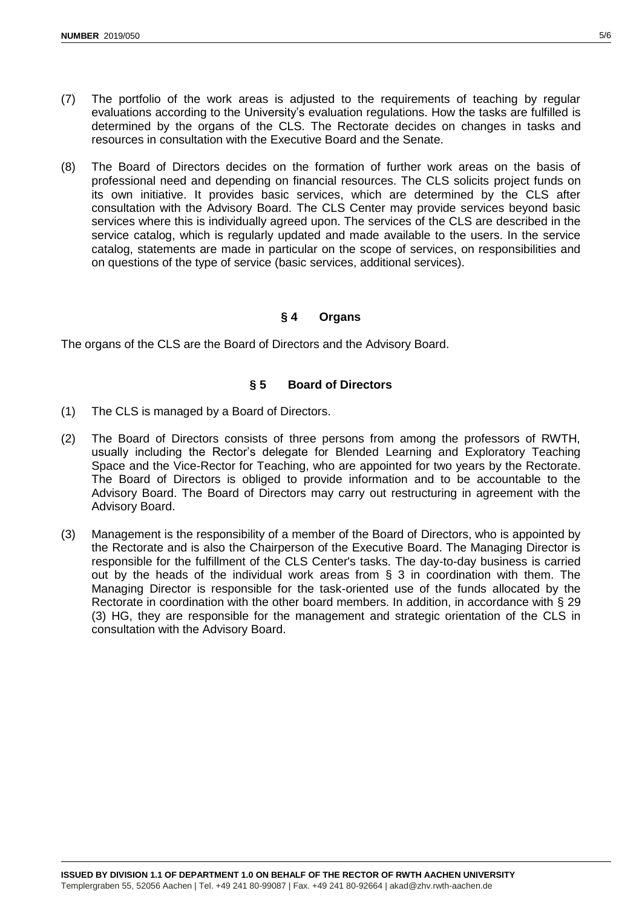(7) The portfolio of the work areas is adjusted to the requirements of teaching by regular evaluations according to the University's evaluation regulations. How the tasks are fulfilled is determined by the organs of the CLS. The Rectorate decides on changes in tasks and resources in consultation with the Executive Board and the Senate.

(8) The Board of Directors decides on the formation of further work areas on the basis of professional need and depending on financial resources. The CLS solicits project funds on its own initiative. It provides basic services, which are determined by the CLS after consultation with the Advisory Board. The CLS Center may provide services beyond basic services where this is individually agreed upon. The services of the CLS are described in the service catalog, which is regularly updated and made available to the users. In the service catalog, statements are made in particular on the scope of services, on responsibilities and on questions of the type of service (basic services, additional services).

## § 4 Organs

The organs of the CLS are the Board of Directors and the Advisory Board.

## § 5 Board of Directors

(1) The CLS is managed by a Board of Directors.

(2) The Board of Directors consists of three persons from among the professors of RWTH, usually including the Rector's delegate for Blended Learning and Exploratory Teaching Space and the Vice-Rector for Teaching, who are appointed for two years by the Rectorate. The Board of Directors is obliged to provide information and to be accountable to the Advisory Board. The Board of Directors may carry out restructuring in agreement with the Advisory Board.

(3) Management is the responsibility of a member of the Board of Directors, who is appointed by the Rectorate and is also the Chairperson of the Executive Board. The Managing Director is responsible for the fulfillment of the CLS Center's tasks. The day-to-day business is carried out by the heads of the individual work areas from § 3 in coordination with them. The Managing Director is responsible for the task-oriented use of the funds allocated by the Rectorate in coordination with the other board members. In addition, in accordance with § 29 (3) HG, they are responsible for the management and strategic orientation of the CLS in consultation with the Advisory Board.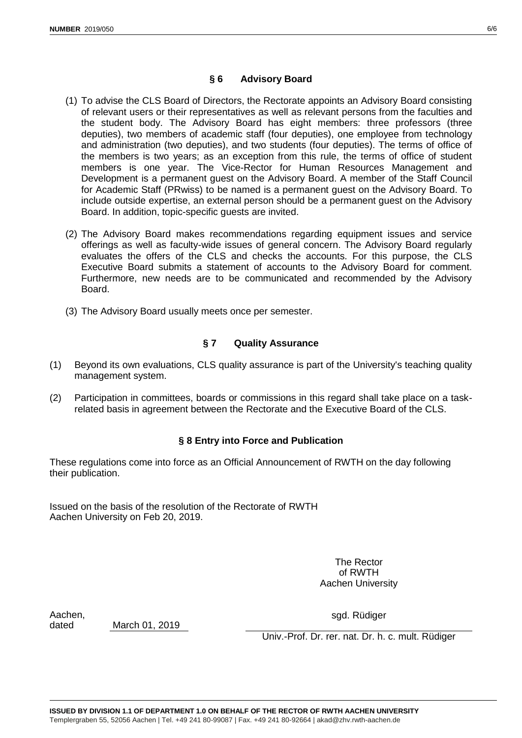## § 6 Advisory Board

(1) To advise the CLS Board of Directors, the Rectorate appoints an Advisory Board consisting of relevant users or their representatives as well as relevant persons from the faculties and the student body. The Advisory Board has eight members: three professors (three deputies), two members of academic staff (four deputies), one employee from technology and administration (two deputies), and two students (four deputies). The terms of office of the members is two years; as an exception from this rule, the terms of office of student members is one year. The Vice-Rector for Human Resources Management and Development is a permanent guest on the Advisory Board. A member of the Staff Council for Academic Staff (PRwiss) to be named is a permanent guest on the Advisory Board. To include outside expertise, an external person should be a permanent guest on the Advisory Board. In addition, topic-specific guests are invited.

(2) The Advisory Board makes recommendations regarding equipment issues and service offerings as well as faculty-wide issues of general concern. The Advisory Board regularly evaluates the offers of the CLS and checks the accounts. For this purpose, the CLS Executive Board submits a statement of accounts to the Advisory Board for comment. Furthermore, new needs are to be communicated and recommended by the Advisory Board.

(3) The Advisory Board usually meets once per semester.

## § 7 Quality Assurance

(1) Beyond its own evaluations, CLS quality assurance is part of the University's teaching quality management system.

(2) Participation in committees, boards or commissions in this regard shall take place on a task-related basis in agreement between the Rectorate and the Executive Board of the CLS.

## § 8 Entry into Force and Publication

These regulations come into force as an Official Announcement of RWTH on the day following their publication.

Issued on the basis of the resolution of the Rectorate of RWTH Aachen University on Feb 20, 2019.

The Rector
of RWTH
Aachen University

Aachen,
dated March 01, 2019

sgd. Rüdiger

Univ.-Prof. Dr. rer. nat. Dr. h. c. mult. Rüdiger

**ISSUED BY DIVISION 1.1 OF DEPARTMENT 1.0 ON BEHALF OF THE RECTOR OF RWTH AACHEN UNIVERSITY**
Templergraben 55, 52056 Aachen | Tel. +49 241 80-99087 | Fax. +49 241 80-92664 | akad@zhv.rwth-aachen.de